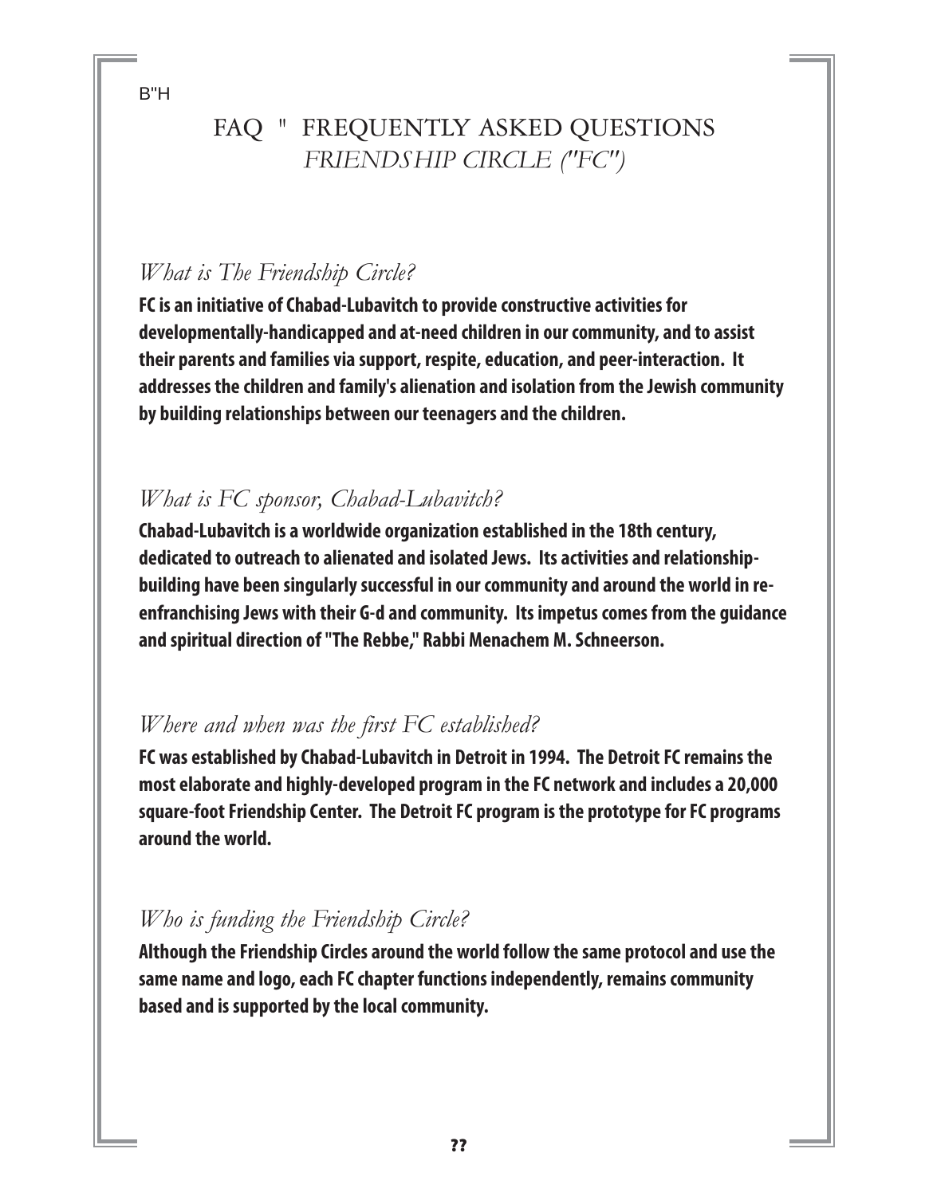B"H

# FAQ " FREQUENTLY ASKED QUESTIONS
## *FRIENDSHIP CIRCLE ("FC")*

### *What is The Friendship Circle?*

**FC is an initiative of Chabad-Lubavitch to provide constructive activities for developmentally-handicapped and at-need children in our community, and to assist their parents and families via support, respite, education, and peer-interaction. It addresses the children and family's alienation and isolation from the Jewish community by building relationships between our teenagers and the children.**

### *What is FC sponsor, Chabad-Lubavitch?*

**Chabad-Lubavitch is a worldwide organization established in the 18th century, dedicated to outreach to alienated and isolated Jews. Its activities and relationship-building have been singularly successful in our community and around the world in re-enfranchising Jews with their G-d and community. Its impetus comes from the guidance and spiritual direction of "The Rebbe," Rabbi Menachem M. Schneerson.**

### *Where and when was the first FC established?*

**FC was established by Chabad-Lubavitch in Detroit in 1994. The Detroit FC remains the most elaborate and highly-developed program in the FC network and includes a 20,000 square-foot Friendship Center. The Detroit FC program is the prototype for FC programs around the world.**

### *Who is funding the Friendship Circle?*

**Although the Friendship Circles around the world follow the same protocol and use the same name and logo, each FC chapter functions independently, remains community based and is supported by the local community.**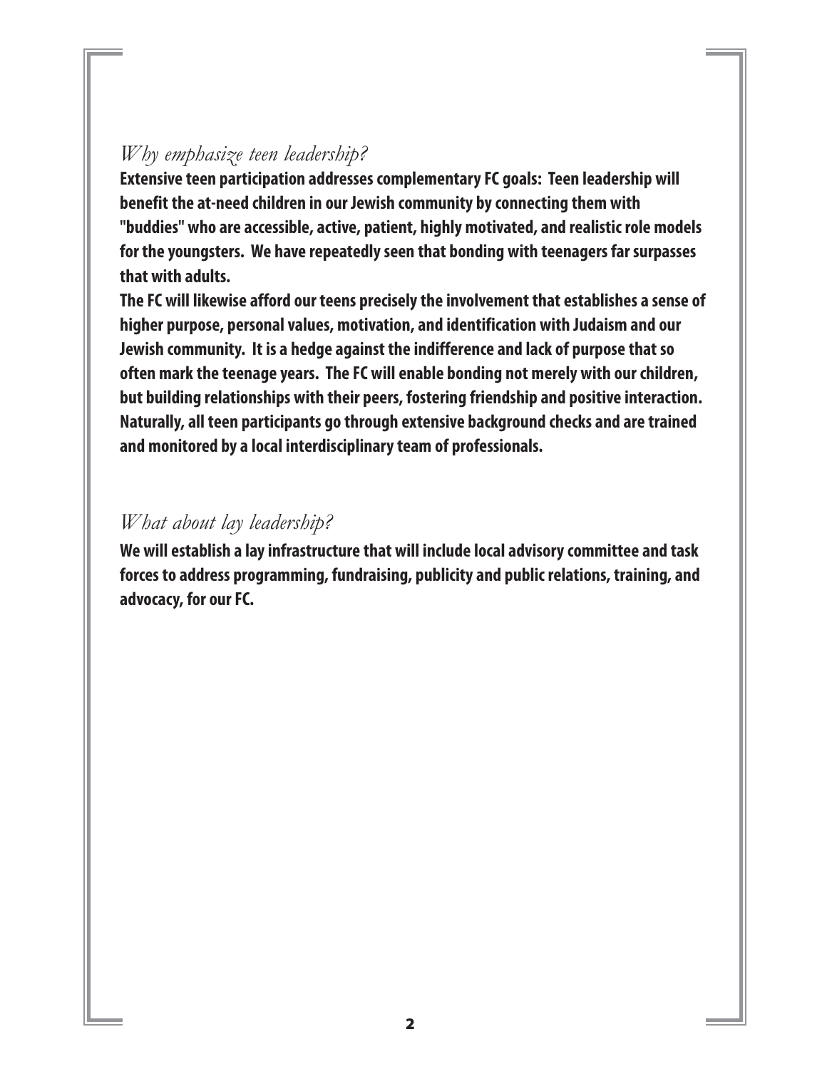## *Why emphasize teen leadership?*

**Extensive teen participation addresses complementary FC goals: Teen leadership will benefit the at-need children in our Jewish community by connecting them with "buddies" who are accessible, active, patient, highly motivated, and realistic role models for the youngsters. We have repeatedly seen that bonding with teenagers far surpasses that with adults.**

**The FC will likewise afford our teens precisely the involvement that establishes a sense of higher purpose, personal values, motivation, and identification with Judaism and our Jewish community. It is a hedge against the indifference and lack of purpose that so often mark the teenage years. The FC will enable bonding not merely with our children, but building relationships with their peers, fostering friendship and positive interaction. Naturally, all teen participants go through extensive background checks and are trained and monitored by a local interdisciplinary team of professionals.**

## *What about lay leadership?*

**We will establish a lay infrastructure that will include local advisory committee and task forces to address programming, fundraising, publicity and public relations, training, and advocacy, for our FC.**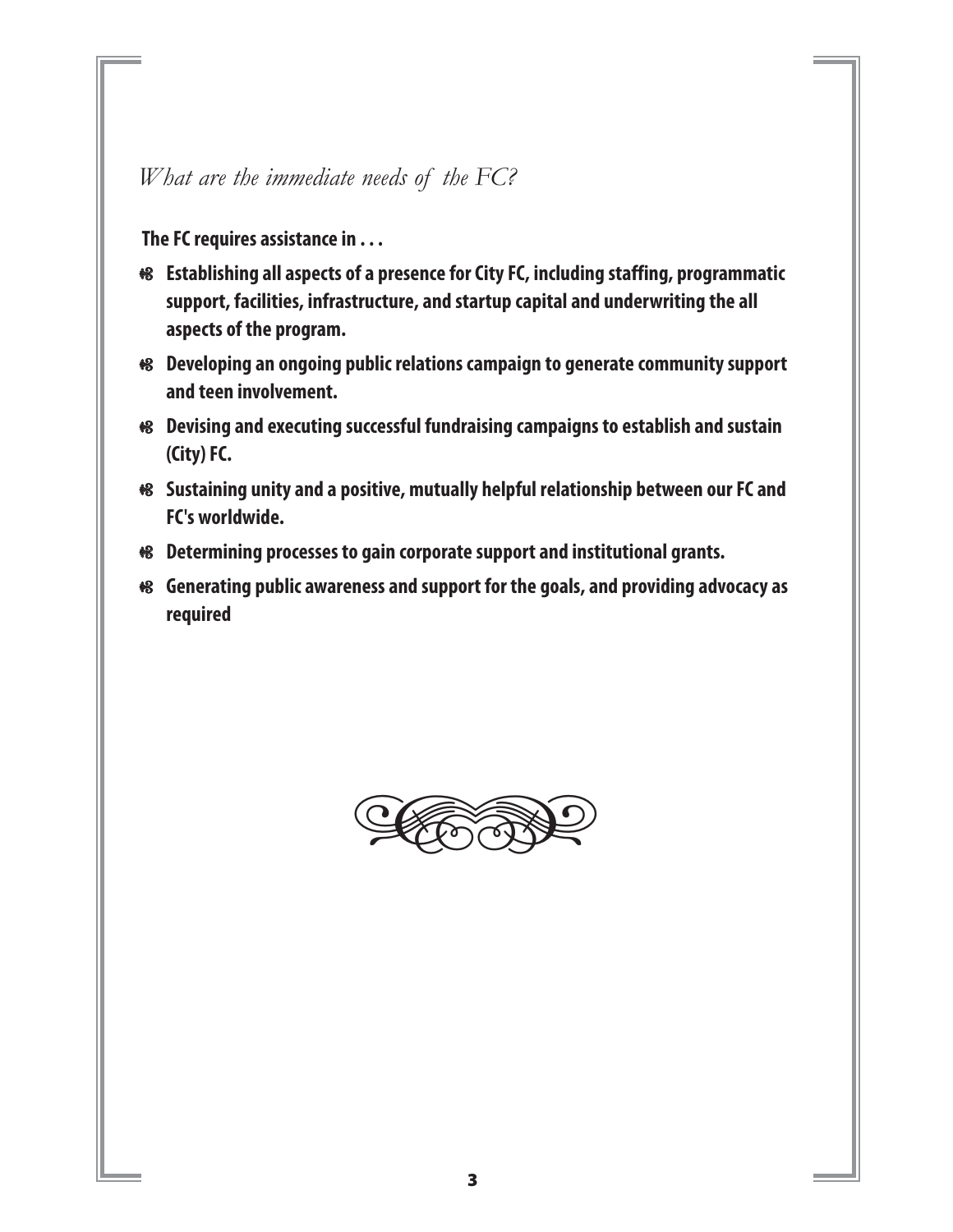## *What are the immediate needs of the FC?*

**The FC requires assistance in . . .**

- **Establishing all aspects of a presence for City FC, including staffing, programmatic support, facilities, infrastructure, and startup capital and underwriting the all aspects of the program.**
- **Developing an ongoing public relations campaign to generate community support and teen involvement.**
- **Devising and executing successful fundraising campaigns to establish and sustain (City) FC.**
- **Sustaining unity and a positive, mutually helpful relationship between our FC and FC's worldwide.**
- **Determining processes to gain corporate support and institutional grants.**
- **Generating public awareness and support for the goals, and providing advocacy as required**